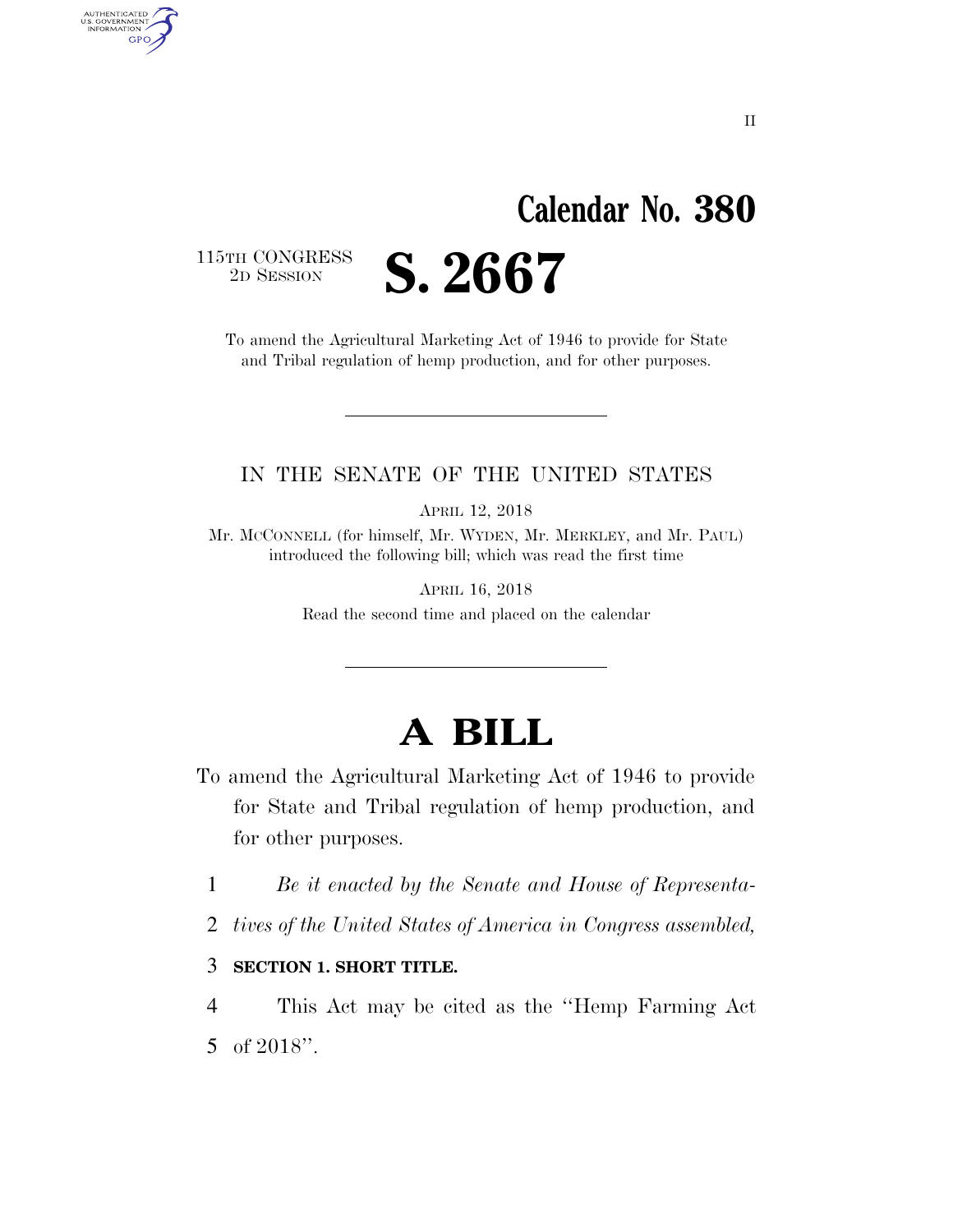# Calendar No. 380

115TH CONGRESS
2D SESSION

# S. 2667

To amend the Agricultural Marketing Act of 1946 to provide for State and Tribal regulation of hemp production, and for other purposes.

IN THE SENATE OF THE UNITED STATES

APRIL 12, 2018

Mr. MCCONNELL (for himself, Mr. WYDEN, Mr. MERKLEY, and Mr. PAUL) introduced the following bill; which was read the first time

APRIL 16, 2018

Read the second time and placed on the calendar

# A BILL

To amend the Agricultural Marketing Act of 1946 to provide for State and Tribal regulation of hemp production, and for other purposes.

1 *Be it enacted by the Senate and House of Representa-*
2 *tives of the United States of America in Congress assembled,*

3 **SECTION 1. SHORT TITLE.**

4 This Act may be cited as the ''Hemp Farming Act
5 of 2018''.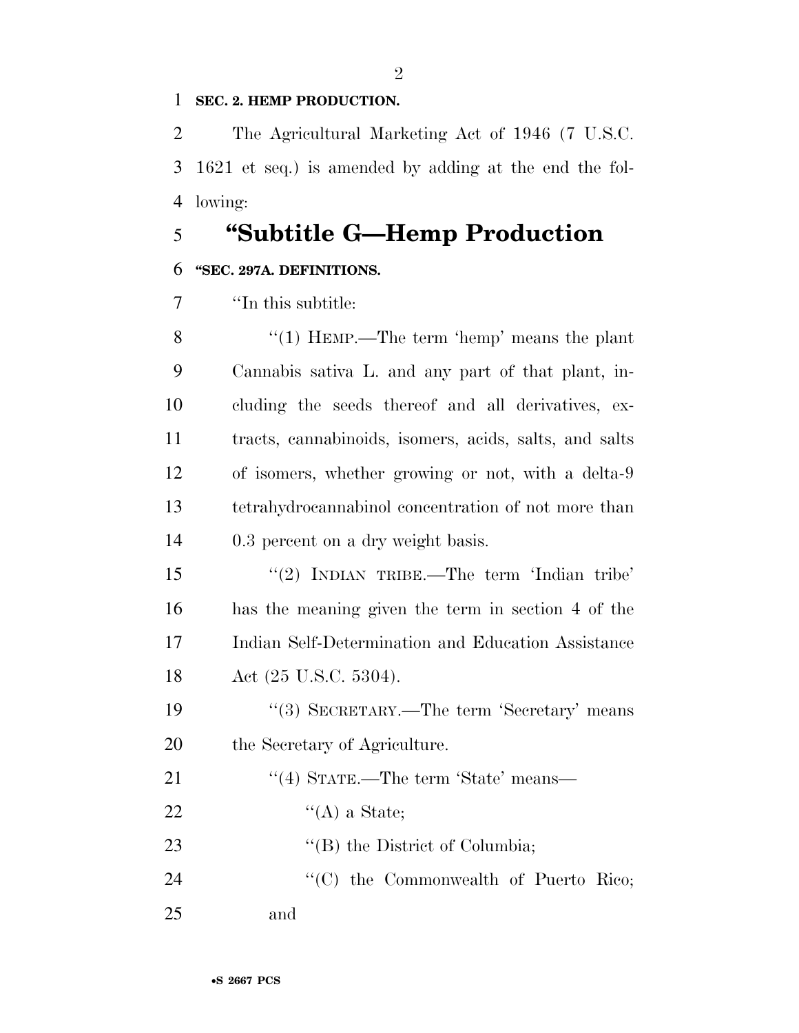**SEC. 2. HEMP PRODUCTION.**

The Agricultural Marketing Act of 1946 (7 U.S.C. 1621 et seq.) is amended by adding at the end the following:

# "Subtitle G—Hemp Production

**"SEC. 297A. DEFINITIONS.**

"In this subtitle:

"(1) HEMP.—The term 'hemp' means the plant Cannabis sativa L. and any part of that plant, including the seeds thereof and all derivatives, extracts, cannabinoids, isomers, acids, salts, and salts of isomers, whether growing or not, with a delta-9 tetrahydrocannabinol concentration of not more than 0.3 percent on a dry weight basis.

"(2) INDIAN TRIBE.—The term 'Indian tribe' has the meaning given the term in section 4 of the Indian Self-Determination and Education Assistance Act (25 U.S.C. 5304).

"(3) SECRETARY.—The term 'Secretary' means the Secretary of Agriculture.

"(4) STATE.—The term 'State' means—

"(A) a State;

"(B) the District of Columbia;

"(C) the Commonwealth of Puerto Rico; and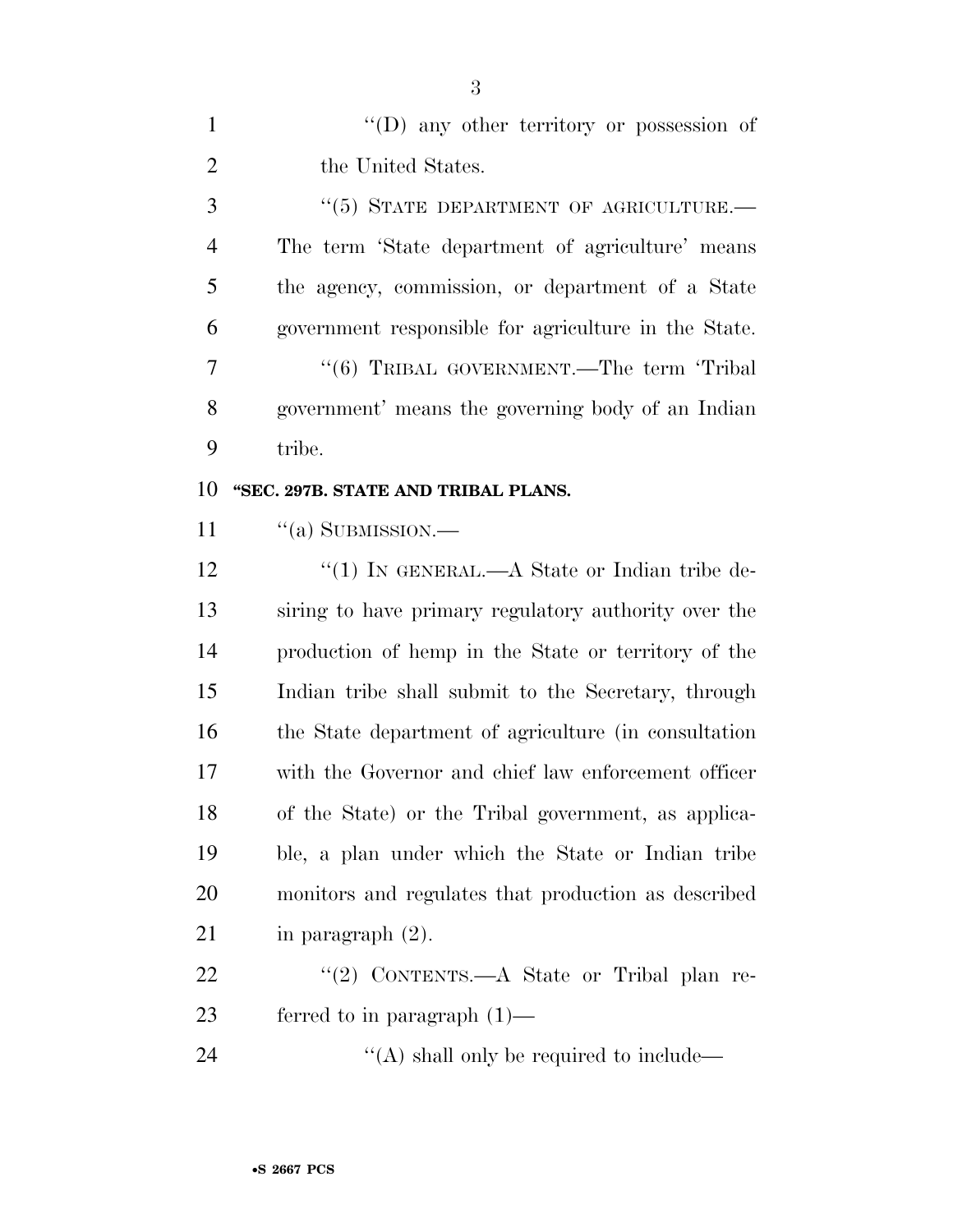''(D) any other territory or possession of the United States.

''(5) STATE DEPARTMENT OF AGRICULTURE.—The term 'State department of agriculture' means the agency, commission, or department of a State government responsible for agriculture in the State.

''(6) TRIBAL GOVERNMENT.—The term 'Tribal government' means the governing body of an Indian tribe.

**''SEC. 297B. STATE AND TRIBAL PLANS.**

''(a) SUBMISSION.—

''(1) IN GENERAL.—A State or Indian tribe desiring to have primary regulatory authority over the production of hemp in the State or territory of the Indian tribe shall submit to the Secretary, through the State department of agriculture (in consultation with the Governor and chief law enforcement officer of the State) or the Tribal government, as applicable, a plan under which the State or Indian tribe monitors and regulates that production as described in paragraph (2).

''(2) CONTENTS.—A State or Tribal plan referred to in paragraph (1)—

''(A) shall only be required to include—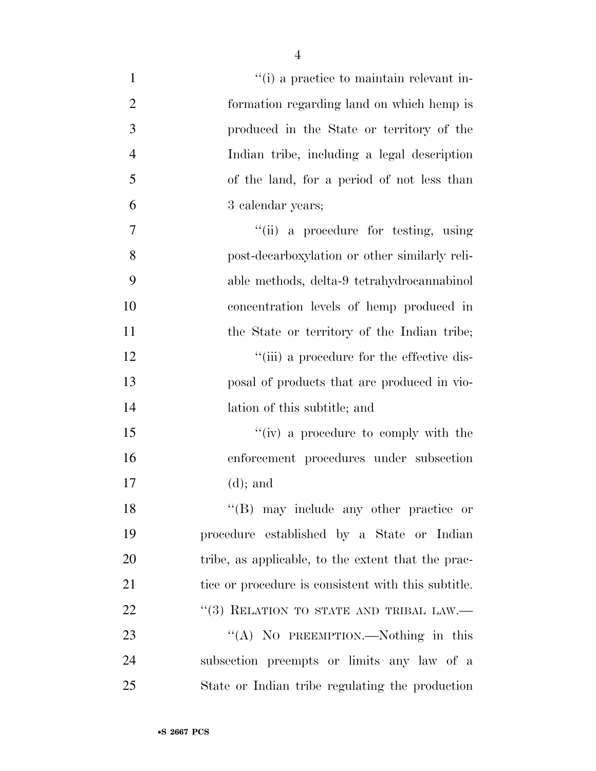"(i) a practice to maintain relevant information regarding land on which hemp is produced in the State or territory of the Indian tribe, including a legal description of the land, for a period of not less than 3 calendar years;

"(ii) a procedure for testing, using post-decarboxylation or other similarly reliable methods, delta-9 tetrahydrocannabinol concentration levels of hemp produced in the State or territory of the Indian tribe;

"(iii) a procedure for the effective disposal of products that are produced in violation of this subtitle; and

"(iv) a procedure to comply with the enforcement procedures under subsection (d); and

"(B) may include any other practice or procedure established by a State or Indian tribe, as applicable, to the extent that the practice or procedure is consistent with this subtitle.

"(3) RELATION TO STATE AND TRIBAL LAW.—

"(A) NO PREEMPTION.—Nothing in this subsection preempts or limits any law of a State or Indian tribe regulating the production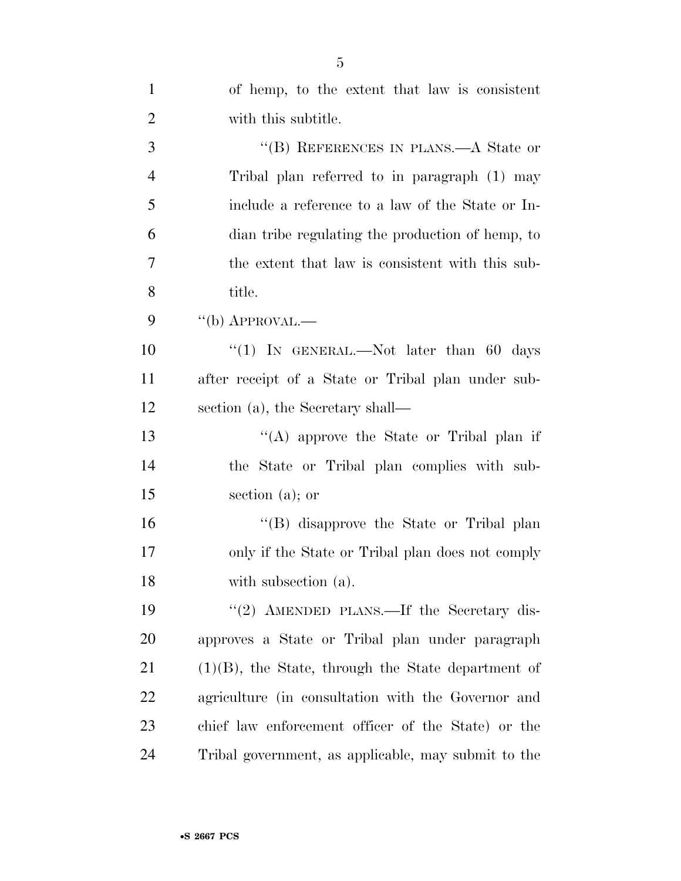of hemp, to the extent that law is consistent with this subtitle.

"(B) REFERENCES IN PLANS.—A State or Tribal plan referred to in paragraph (1) may include a reference to a law of the State or Indian tribe regulating the production of hemp, to the extent that law is consistent with this subtitle.

"(b) APPROVAL.—

"(1) IN GENERAL.—Not later than 60 days after receipt of a State or Tribal plan under subsection (a), the Secretary shall—

"(A) approve the State or Tribal plan if the State or Tribal plan complies with subsection (a); or

"(B) disapprove the State or Tribal plan only if the State or Tribal plan does not comply with subsection (a).

"(2) AMENDED PLANS.—If the Secretary disapproves a State or Tribal plan under paragraph (1)(B), the State, through the State department of agriculture (in consultation with the Governor and chief law enforcement officer of the State) or the Tribal government, as applicable, may submit to the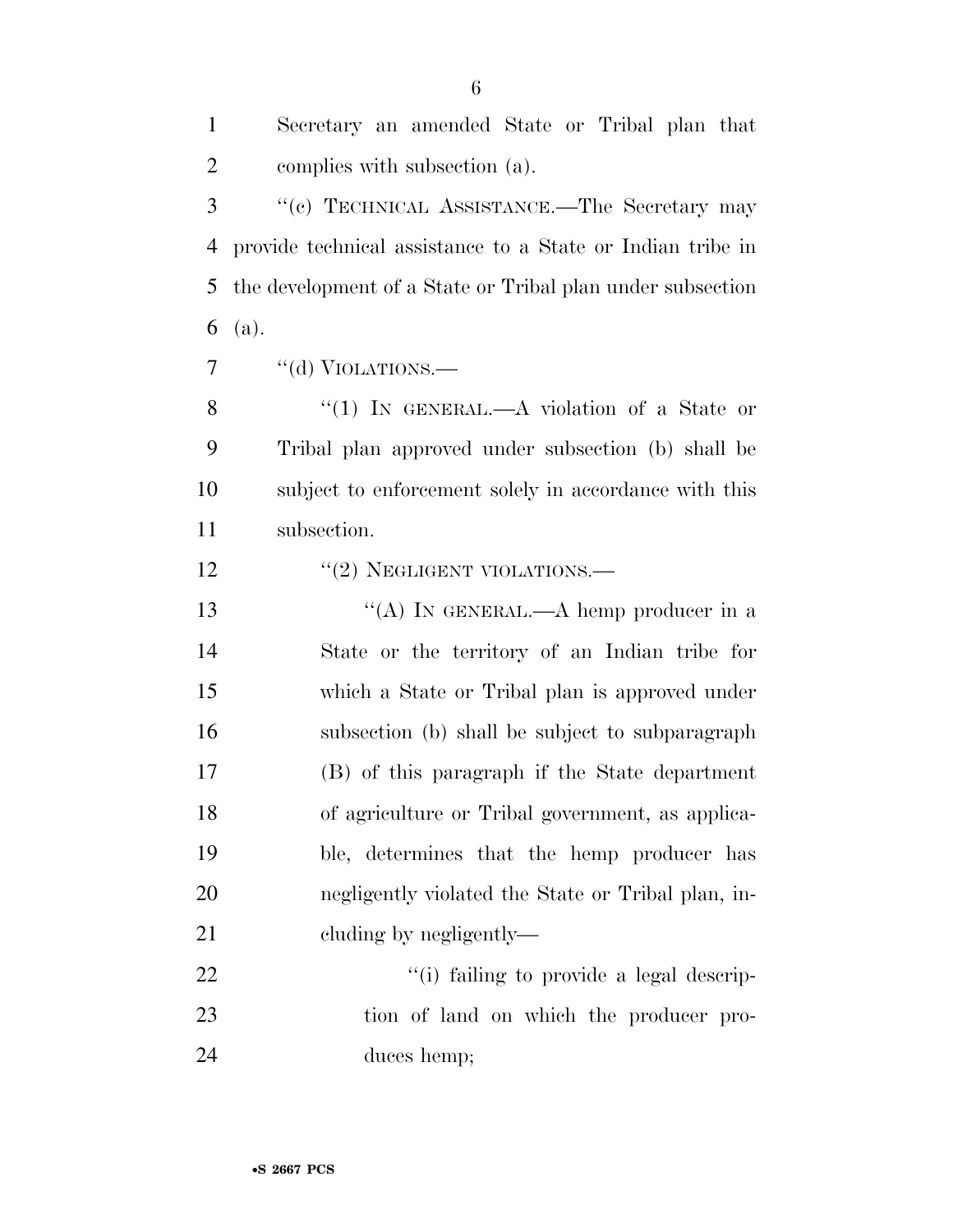Secretary an amended State or Tribal plan that complies with subsection (a).

"(c) TECHNICAL ASSISTANCE.—The Secretary may provide technical assistance to a State or Indian tribe in the development of a State or Tribal plan under subsection (a).

"(d) VIOLATIONS.—

"(1) IN GENERAL.—A violation of a State or Tribal plan approved under subsection (b) shall be subject to enforcement solely in accordance with this subsection.

"(2) NEGLIGENT VIOLATIONS.—

"(A) IN GENERAL.—A hemp producer in a State or the territory of an Indian tribe for which a State or Tribal plan is approved under subsection (b) shall be subject to subparagraph (B) of this paragraph if the State department of agriculture or Tribal government, as applicable, determines that the hemp producer has negligently violated the State or Tribal plan, including by negligently—

"(i) failing to provide a legal description of land on which the producer produces hemp;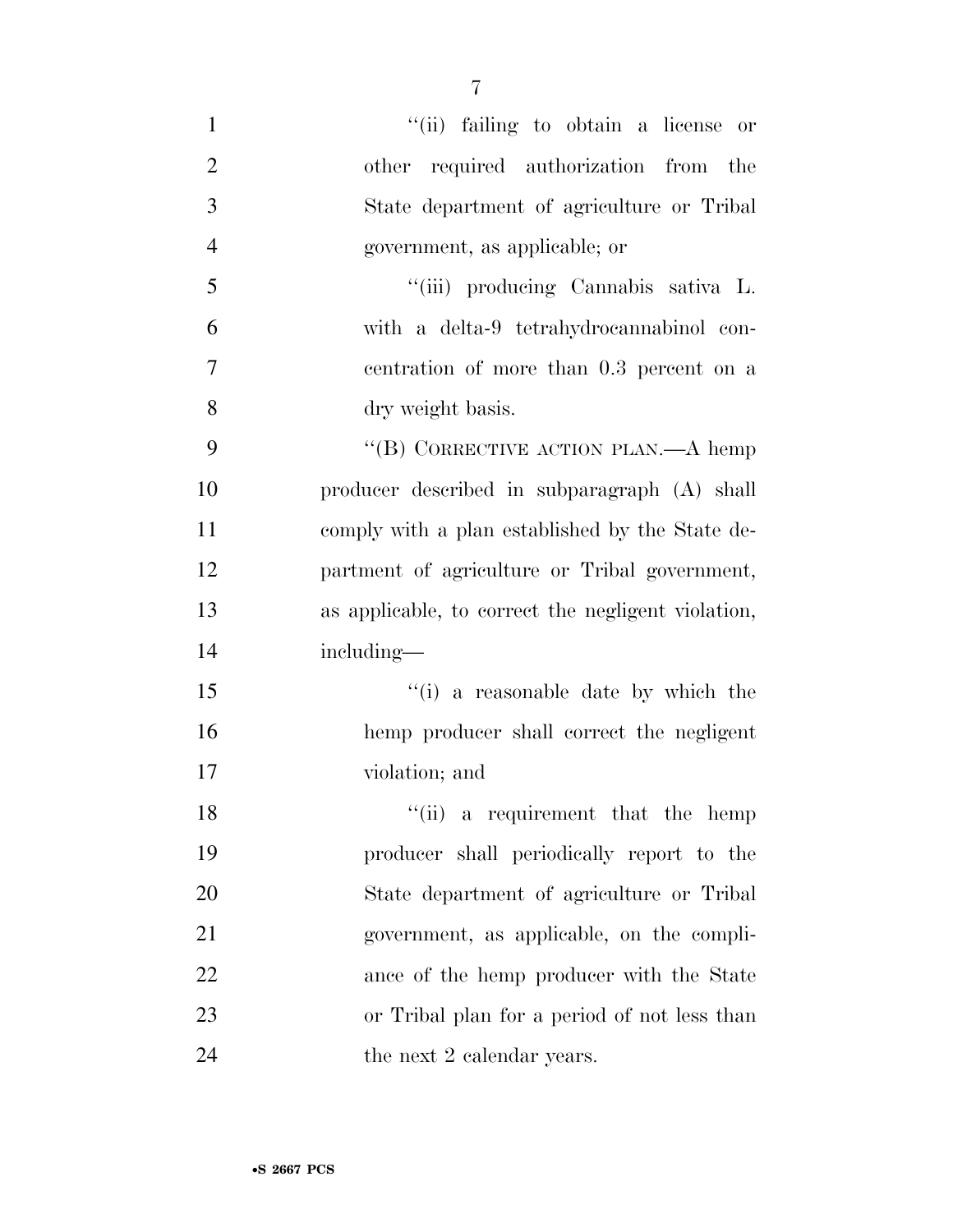"(ii) failing to obtain a license or other required authorization from the State department of agriculture or Tribal government, as applicable; or

"(iii) producing Cannabis sativa L. with a delta-9 tetrahydrocannabinol concentration of more than 0.3 percent on a dry weight basis.

"(B) CORRECTIVE ACTION PLAN.—A hemp producer described in subparagraph (A) shall comply with a plan established by the State department of agriculture or Tribal government, as applicable, to correct the negligent violation, including—

"(i) a reasonable date by which the hemp producer shall correct the negligent violation; and

"(ii) a requirement that the hemp producer shall periodically report to the State department of agriculture or Tribal government, as applicable, on the compliance of the hemp producer with the State or Tribal plan for a period of not less than the next 2 calendar years.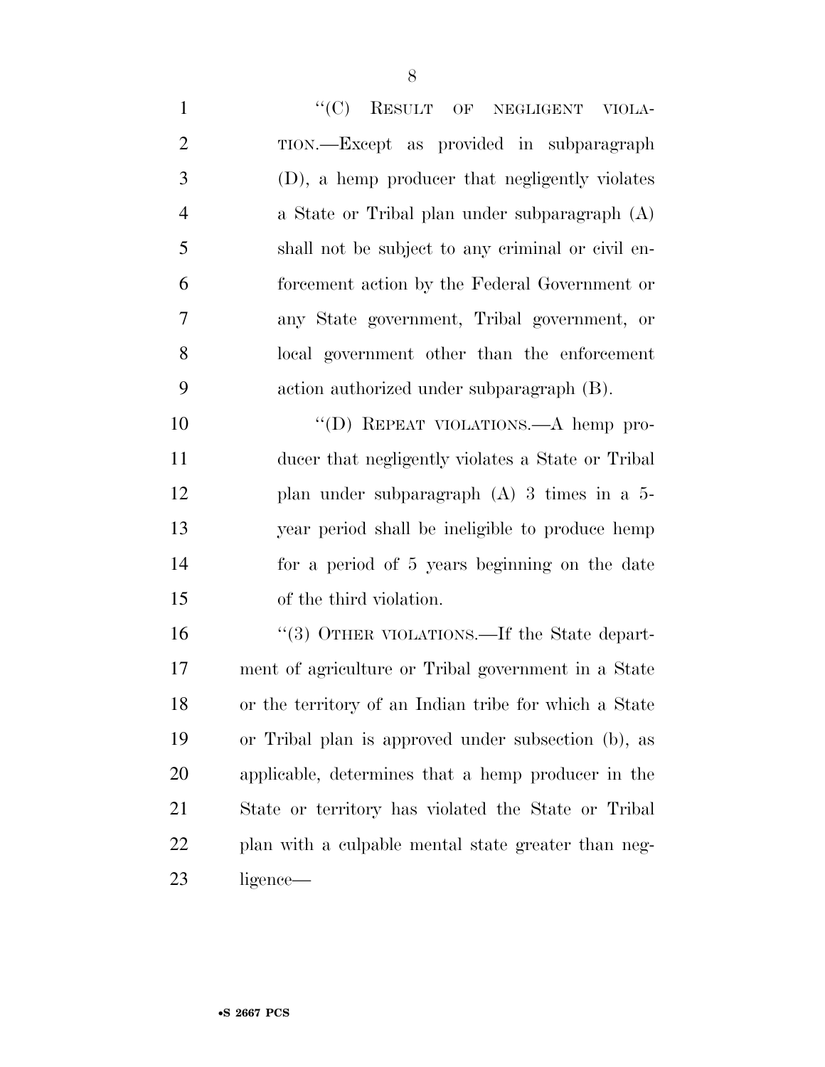"(C) RESULT OF NEGLIGENT VIOLATION.—Except as provided in subparagraph (D), a hemp producer that negligently violates a State or Tribal plan under subparagraph (A) shall not be subject to any criminal or civil enforcement action by the Federal Government or any State government, Tribal government, or local government other than the enforcement action authorized under subparagraph (B).

"(D) REPEAT VIOLATIONS.—A hemp producer that negligently violates a State or Tribal plan under subparagraph (A) 3 times in a 5-year period shall be ineligible to produce hemp for a period of 5 years beginning on the date of the third violation.

"(3) OTHER VIOLATIONS.—If the State department of agriculture or Tribal government in a State or the territory of an Indian tribe for which a State or Tribal plan is approved under subsection (b), as applicable, determines that a hemp producer in the State or territory has violated the State or Tribal plan with a culpable mental state greater than negligence—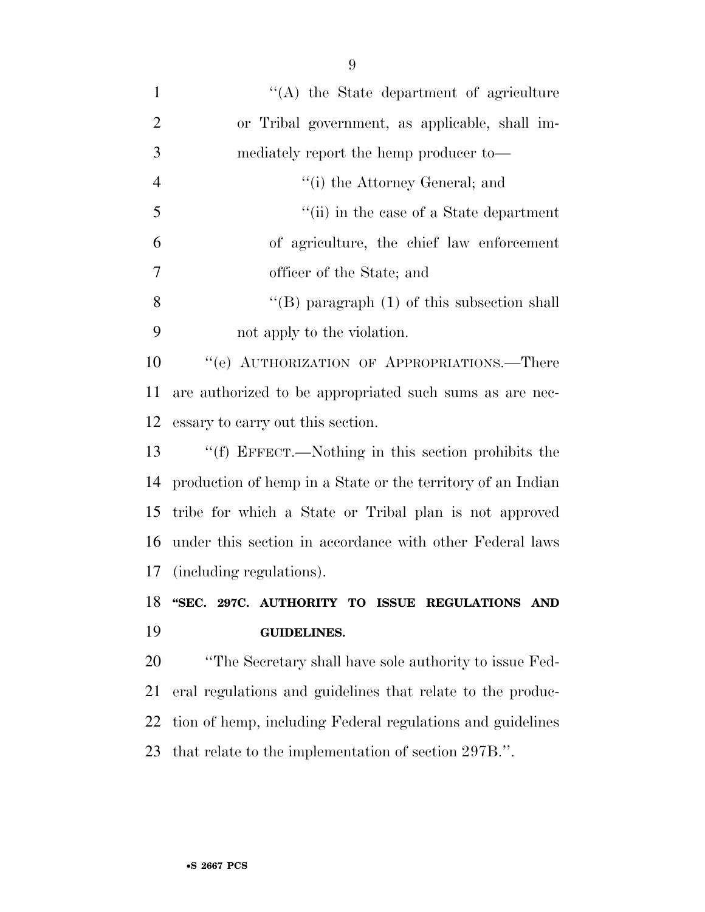''(A) the State department of agriculture or Tribal government, as applicable, shall immediately report the hemp producer to—

''(i) the Attorney General; and

''(ii) in the case of a State department of agriculture, the chief law enforcement officer of the State; and

''(B) paragraph (1) of this subsection shall not apply to the violation.

''(e) AUTHORIZATION OF APPROPRIATIONS.—There are authorized to be appropriated such sums as are necessary to carry out this section.

''(f) EFFECT.—Nothing in this section prohibits the production of hemp in a State or the territory of an Indian tribe for which a State or Tribal plan is not approved under this section in accordance with other Federal laws (including regulations).

**''SEC. 297C. AUTHORITY TO ISSUE REGULATIONS AND GUIDELINES.**

''The Secretary shall have sole authority to issue Federal regulations and guidelines that relate to the production of hemp, including Federal regulations and guidelines that relate to the implementation of section 297B.''.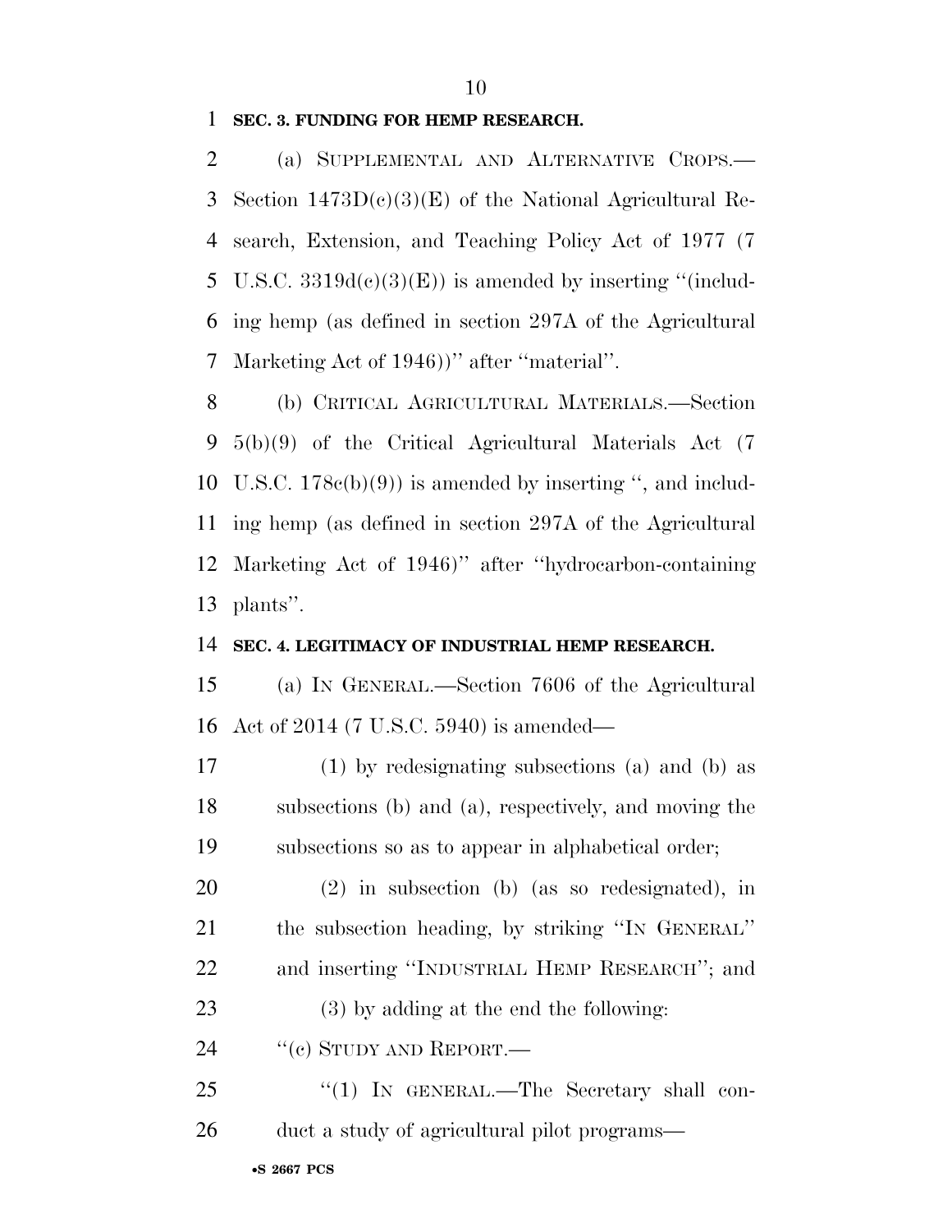**SEC. 3. FUNDING FOR HEMP RESEARCH.**

(a) SUPPLEMENTAL AND ALTERNATIVE CROPS.—Section 1473D(c)(3)(E) of the National Agricultural Research, Extension, and Teaching Policy Act of 1977 (7 U.S.C. 3319d(c)(3)(E)) is amended by inserting ''(including hemp (as defined in section 297A of the Agricultural Marketing Act of 1946))'' after ''material''.

(b) CRITICAL AGRICULTURAL MATERIALS.—Section 5(b)(9) of the Critical Agricultural Materials Act (7 U.S.C. 178c(b)(9)) is amended by inserting '', and including hemp (as defined in section 297A of the Agricultural Marketing Act of 1946)'' after ''hydrocarbon-containing plants''.

**SEC. 4. LEGITIMACY OF INDUSTRIAL HEMP RESEARCH.**

(a) IN GENERAL.—Section 7606 of the Agricultural Act of 2014 (7 U.S.C. 5940) is amended—

(1) by redesignating subsections (a) and (b) as subsections (b) and (a), respectively, and moving the subsections so as to appear in alphabetical order;

(2) in subsection (b) (as so redesignated), in the subsection heading, by striking ''IN GENERAL'' and inserting ''INDUSTRIAL HEMP RESEARCH''; and

(3) by adding at the end the following:

''(c) STUDY AND REPORT.—

''(1) IN GENERAL.—The Secretary shall conduct a study of agricultural pilot programs—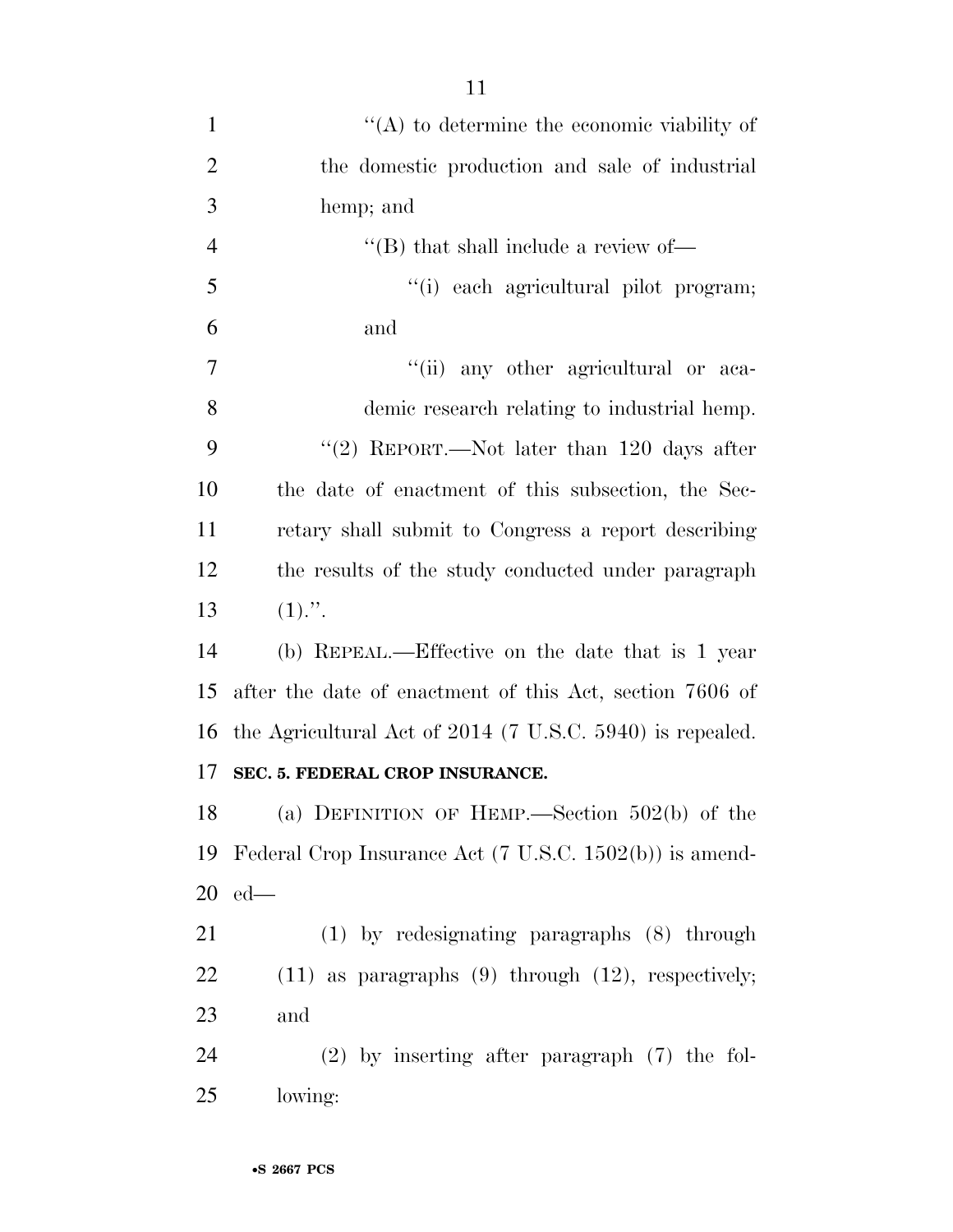''(A) to determine the economic viability of the domestic production and sale of industrial hemp; and

''(B) that shall include a review of—

''(i) each agricultural pilot program; and

''(ii) any other agricultural or academic research relating to industrial hemp.

''(2) REPORT.—Not later than 120 days after the date of enactment of this subsection, the Secretary shall submit to Congress a report describing the results of the study conducted under paragraph (1).''.

(b) REPEAL.—Effective on the date that is 1 year after the date of enactment of this Act, section 7606 of the Agricultural Act of 2014 (7 U.S.C. 5940) is repealed.

**SEC. 5. FEDERAL CROP INSURANCE.**

(a) DEFINITION OF HEMP.—Section 502(b) of the Federal Crop Insurance Act (7 U.S.C. 1502(b)) is amended—

(1) by redesignating paragraphs (8) through (11) as paragraphs (9) through (12), respectively; and

(2) by inserting after paragraph (7) the following: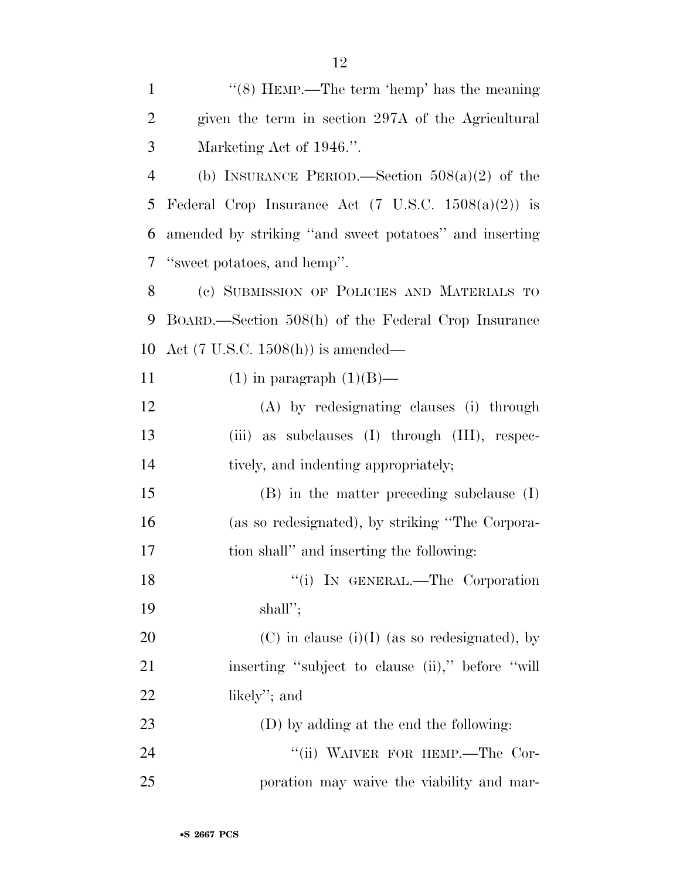"(8) HEMP.—The term 'hemp' has the meaning given the term in section 297A of the Agricultural Marketing Act of 1946.".

(b) INSURANCE PERIOD.—Section 508(a)(2) of the Federal Crop Insurance Act (7 U.S.C. 1508(a)(2)) is amended by striking "and sweet potatoes" and inserting "sweet potatoes, and hemp".

(c) SUBMISSION OF POLICIES AND MATERIALS TO BOARD.—Section 508(h) of the Federal Crop Insurance Act (7 U.S.C. 1508(h)) is amended—

(1) in paragraph (1)(B)—

(A) by redesignating clauses (i) through (iii) as subclauses (I) through (III), respectively, and indenting appropriately;

(B) in the matter preceding subclause (I) (as so redesignated), by striking "The Corporation shall" and inserting the following:

"(i) IN GENERAL.—The Corporation shall";

(C) in clause (i)(I) (as so redesignated), by inserting "subject to clause (ii)," before "will likely"; and

(D) by adding at the end the following:

"(ii) WAIVER FOR HEMP.—The Corporation may waive the viability and mar-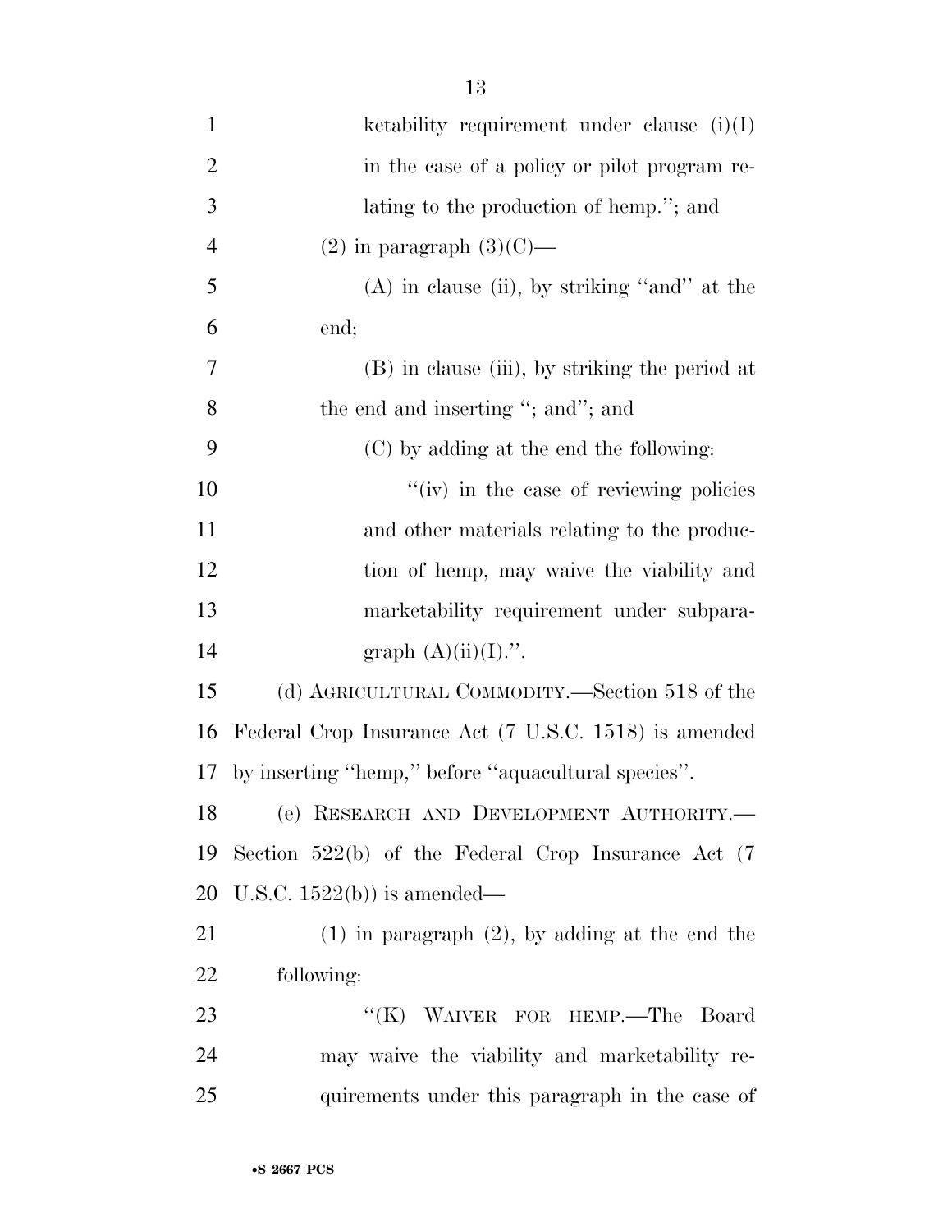ketability requirement under clause (i)(I) in the case of a policy or pilot program relating to the production of hemp.''; and

(2) in paragraph (3)(C)—

(A) in clause (ii), by striking ''and'' at the end;

(B) in clause (iii), by striking the period at the end and inserting ''; and''; and

(C) by adding at the end the following:

''(iv) in the case of reviewing policies and other materials relating to the production of hemp, may waive the viability and marketability requirement under subparagraph (A)(ii)(I).''.

(d) AGRICULTURAL COMMODITY.—Section 518 of the Federal Crop Insurance Act (7 U.S.C. 1518) is amended by inserting ''hemp,'' before ''aquacultural species''.

(e) RESEARCH AND DEVELOPMENT AUTHORITY.—Section 522(b) of the Federal Crop Insurance Act (7 U.S.C. 1522(b)) is amended—

(1) in paragraph (2), by adding at the end the following:

''(K) WAIVER FOR HEMP.—The Board may waive the viability and marketability requirements under this paragraph in the case of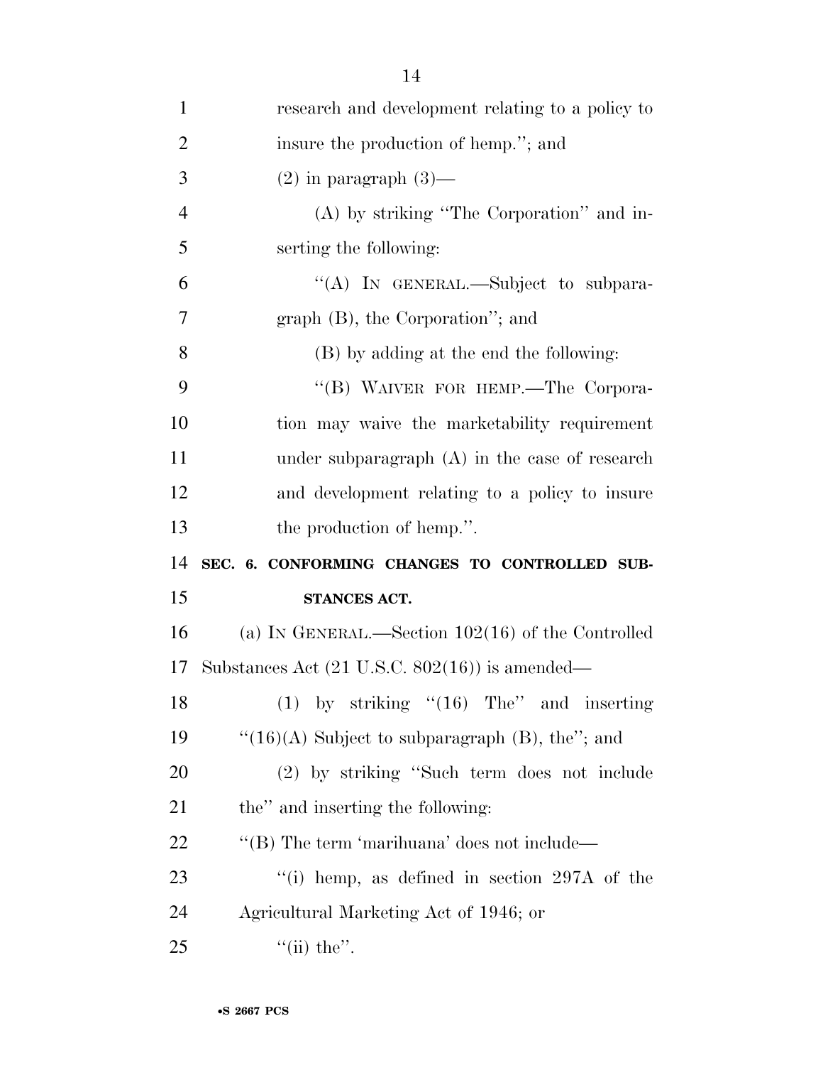research and development relating to a policy to insure the production of hemp."; and

(2) in paragraph (3)—

(A) by striking "The Corporation" and inserting the following:

"(A) IN GENERAL.—Subject to subparagraph (B), the Corporation"; and

(B) by adding at the end the following:

"(B) WAIVER FOR HEMP.—The Corporation may waive the marketability requirement under subparagraph (A) in the case of research and development relating to a policy to insure the production of hemp.".

**SEC. 6. CONFORMING CHANGES TO CONTROLLED SUBSTANCES ACT.**

(a) IN GENERAL.—Section 102(16) of the Controlled Substances Act (21 U.S.C. 802(16)) is amended—

(1) by striking "(16) The" and inserting "(16)(A) Subject to subparagraph (B), the"; and

(2) by striking "Such term does not include the" and inserting the following:

"(B) The term 'marihuana' does not include—

"(i) hemp, as defined in section 297A of the Agricultural Marketing Act of 1946; or

"(ii) the".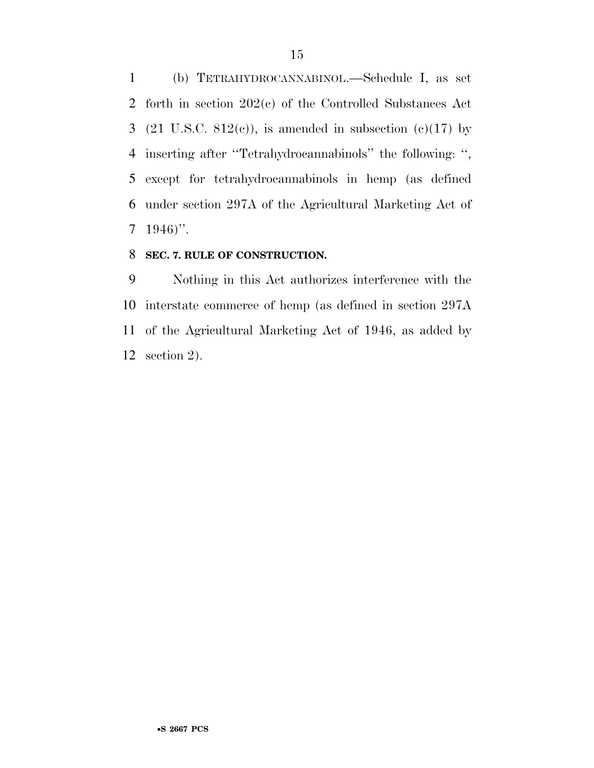(b) TETRAHYDROCANNABINOL.—Schedule I, as set forth in section 202(c) of the Controlled Substances Act (21 U.S.C. 812(c)), is amended in subsection (c)(17) by inserting after "Tetrahydrocannabinols" the following: ", except for tetrahydrocannabinols in hemp (as defined under section 297A of the Agricultural Marketing Act of 1946)".

**SEC. 7. RULE OF CONSTRUCTION.**

Nothing in this Act authorizes interference with the interstate commerce of hemp (as defined in section 297A of the Agricultural Marketing Act of 1946, as added by section 2).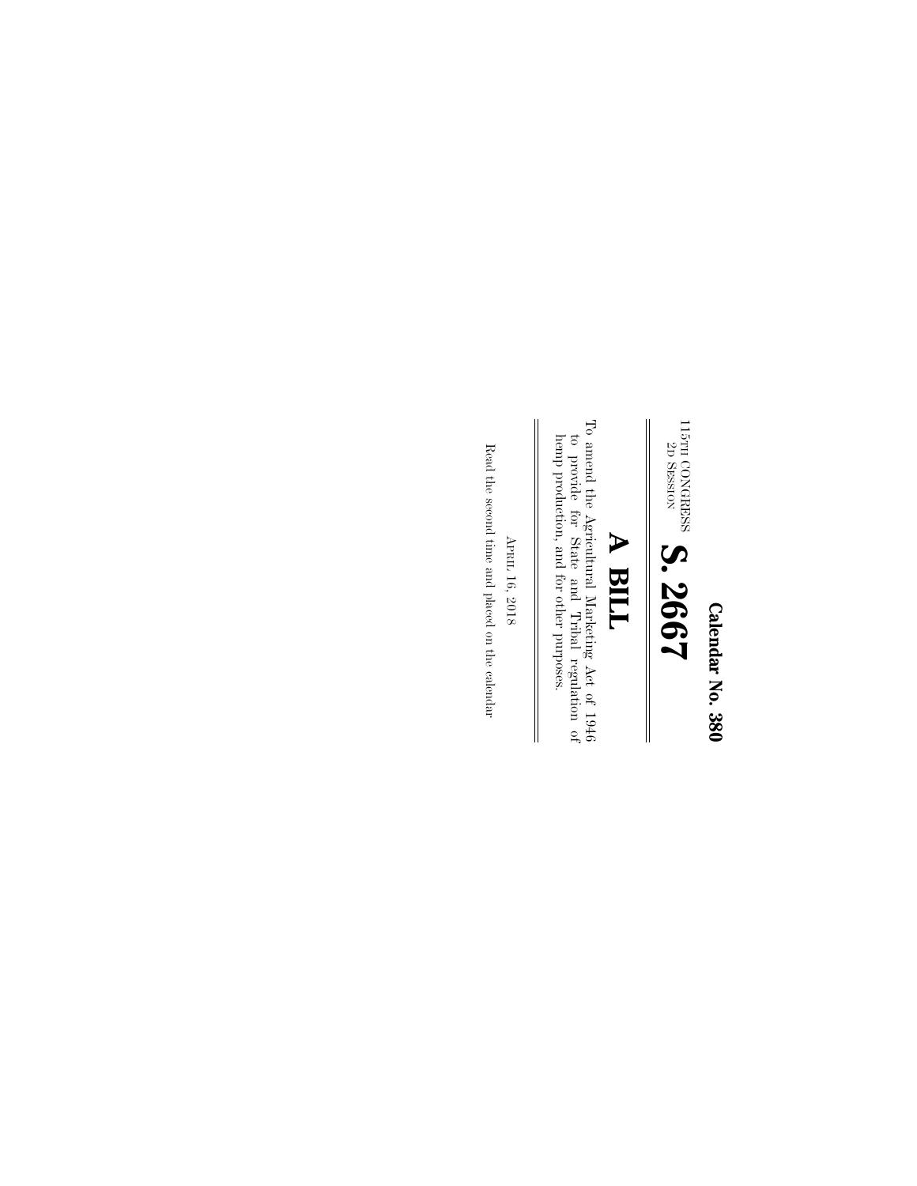Calendar No. 380

115TH CONGRESS
2D SESSION

# S. 2667

# A BILL

To amend the Agricultural Marketing Act of 1946 to provide for State and Tribal regulation of hemp production, and for other purposes.

APRIL 16, 2018

Read the second time and placed on the calendar